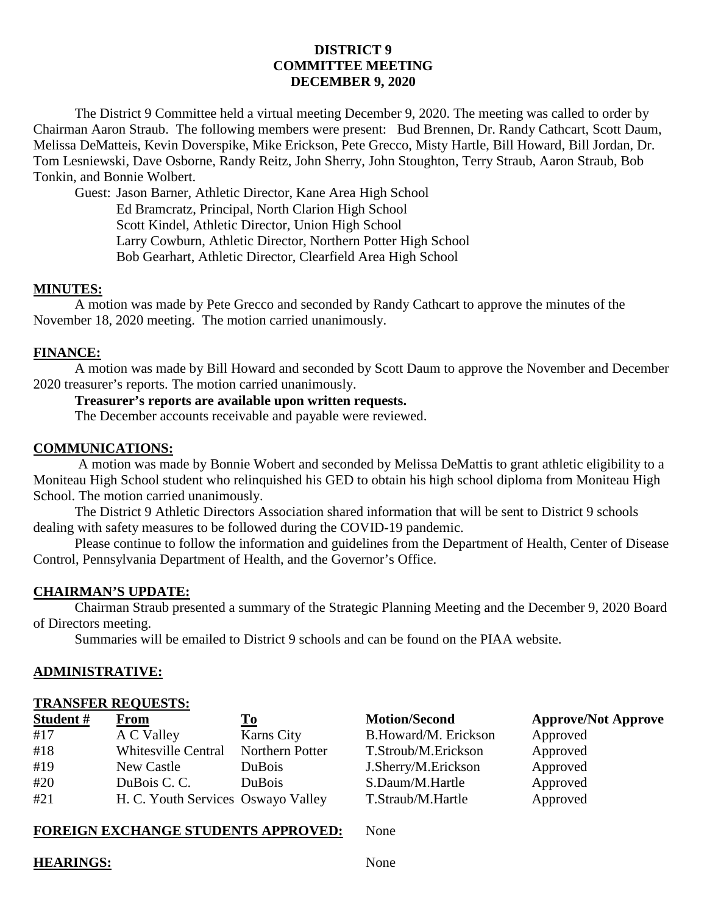**DISTRICT 9**
**COMMITTEE MEETING**
**DECEMBER 9, 2020**

The District 9 Committee held a virtual meeting December 9, 2020. The meeting was called to order by Chairman Aaron Straub. The following members were present: Bud Brennen, Dr. Randy Cathcart, Scott Daum, Melissa DeMatteis, Kevin Doverspike, Mike Erickson, Pete Grecco, Misty Hartle, Bill Howard, Bill Jordan, Dr. Tom Lesniewski, Dave Osborne, Randy Reitz, John Sherry, John Stoughton, Terry Straub, Aaron Straub, Bob Tonkin, and Bonnie Wolbert.

Guest: Jason Barner, Athletic Director, Kane Area High School
Ed Bramcratz, Principal, North Clarion High School
Scott Kindel, Athletic Director, Union High School
Larry Cowburn, Athletic Director, Northern Potter High School
Bob Gearhart, Athletic Director, Clearfield Area High School

## MINUTES:

A motion was made by Pete Grecco and seconded by Randy Cathcart to approve the minutes of the November 18, 2020 meeting. The motion carried unanimously.

## FINANCE:

A motion was made by Bill Howard and seconded by Scott Daum to approve the November and December 2020 treasurer's reports. The motion carried unanimously.

**Treasurer's reports are available upon written requests.**

The December accounts receivable and payable were reviewed.

## COMMUNICATIONS:

A motion was made by Bonnie Wobert and seconded by Melissa DeMattis to grant athletic eligibility to a Moniteau High School student who relinquished his GED to obtain his high school diploma from Moniteau High School. The motion carried unanimously.

The District 9 Athletic Directors Association shared information that will be sent to District 9 schools dealing with safety measures to be followed during the COVID-19 pandemic.

Please continue to follow the information and guidelines from the Department of Health, Center of Disease Control, Pennsylvania Department of Health, and the Governor's Office.

## CHAIRMAN'S UPDATE:

Chairman Straub presented a summary of the Strategic Planning Meeting and the December 9, 2020 Board of Directors meeting.

Summaries will be emailed to District 9 schools and can be found on the PIAA website.

## ADMINISTRATIVE:

## TRANSFER REQUESTS:

| Student # | From | To | Motion/Second | Approve/Not Approve |
|---|---|---|---|---|
| #17 | A C Valley | Karns City | B.Howard/M. Erickson | Approved |
| #18 | Whitesville Central | Northern Potter | T.Stroub/M.Erickson | Approved |
| #19 | New Castle | DuBois | J.Sherry/M.Erickson | Approved |
| #20 | DuBois C. C. | DuBois | S.Daum/M.Hartle | Approved |
| #21 | H. C. Youth Services | Oswayo Valley | T.Straub/M.Hartle | Approved |

**FOREIGN EXCHANGE STUDENTS APPROVED:** None

**HEARINGS:** None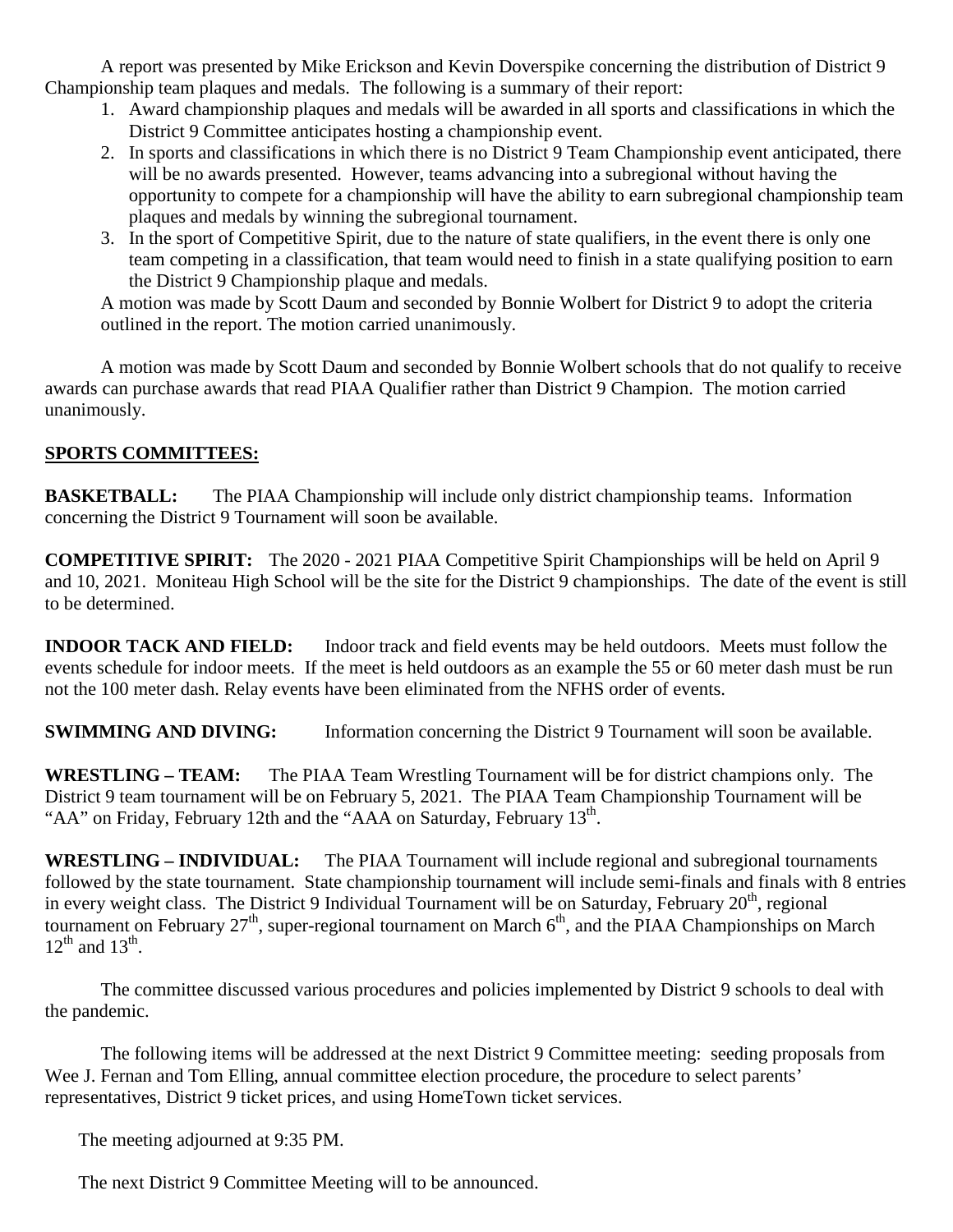A report was presented by Mike Erickson and Kevin Doverspike concerning the distribution of District 9 Championship team plaques and medals. The following is a summary of their report:

1. Award championship plaques and medals will be awarded in all sports and classifications in which the District 9 Committee anticipates hosting a championship event.
2. In sports and classifications in which there is no District 9 Team Championship event anticipated, there will be no awards presented. However, teams advancing into a subregional without having the opportunity to compete for a championship will have the ability to earn subregional championship team plaques and medals by winning the subregional tournament.
3. In the sport of Competitive Spirit, due to the nature of state qualifiers, in the event there is only one team competing in a classification, that team would need to finish in a state qualifying position to earn the District 9 Championship plaque and medals.

A motion was made by Scott Daum and seconded by Bonnie Wolbert for District 9 to adopt the criteria outlined in the report. The motion carried unanimously.

A motion was made by Scott Daum and seconded by Bonnie Wolbert schools that do not qualify to receive awards can purchase awards that read PIAA Qualifier rather than District 9 Champion. The motion carried unanimously.

**SPORTS COMMITTEES:**

**BASKETBALL:** The PIAA Championship will include only district championship teams. Information concerning the District 9 Tournament will soon be available.

**COMPETITIVE SPIRIT:** The 2020 - 2021 PIAA Competitive Spirit Championships will be held on April 9 and 10, 2021. Moniteau High School will be the site for the District 9 championships. The date of the event is still to be determined.

**INDOOR TACK AND FIELD:** Indoor track and field events may be held outdoors. Meets must follow the events schedule for indoor meets. If the meet is held outdoors as an example the 55 or 60 meter dash must be run not the 100 meter dash. Relay events have been eliminated from the NFHS order of events.

**SWIMMING AND DIVING:** Information concerning the District 9 Tournament will soon be available.

**WRESTLING – TEAM:** The PIAA Team Wrestling Tournament will be for district champions only. The District 9 team tournament will be on February 5, 2021. The PIAA Team Championship Tournament will be "AA" on Friday, February 12th and the "AAA on Saturday, February 13th.

**WRESTLING – INDIVIDUAL:** The PIAA Tournament will include regional and subregional tournaments followed by the state tournament. State championship tournament will include semi-finals and finals with 8 entries in every weight class. The District 9 Individual Tournament will be on Saturday, February 20th, regional tournament on February 27th, super-regional tournament on March 6th, and the PIAA Championships on March 12th and 13th.

The committee discussed various procedures and policies implemented by District 9 schools to deal with the pandemic.

The following items will be addressed at the next District 9 Committee meeting: seeding proposals from Wee J. Fernan and Tom Elling, annual committee election procedure, the procedure to select parents' representatives, District 9 ticket prices, and using HomeTown ticket services.

The meeting adjourned at 9:35 PM.

The next District 9 Committee Meeting will to be announced.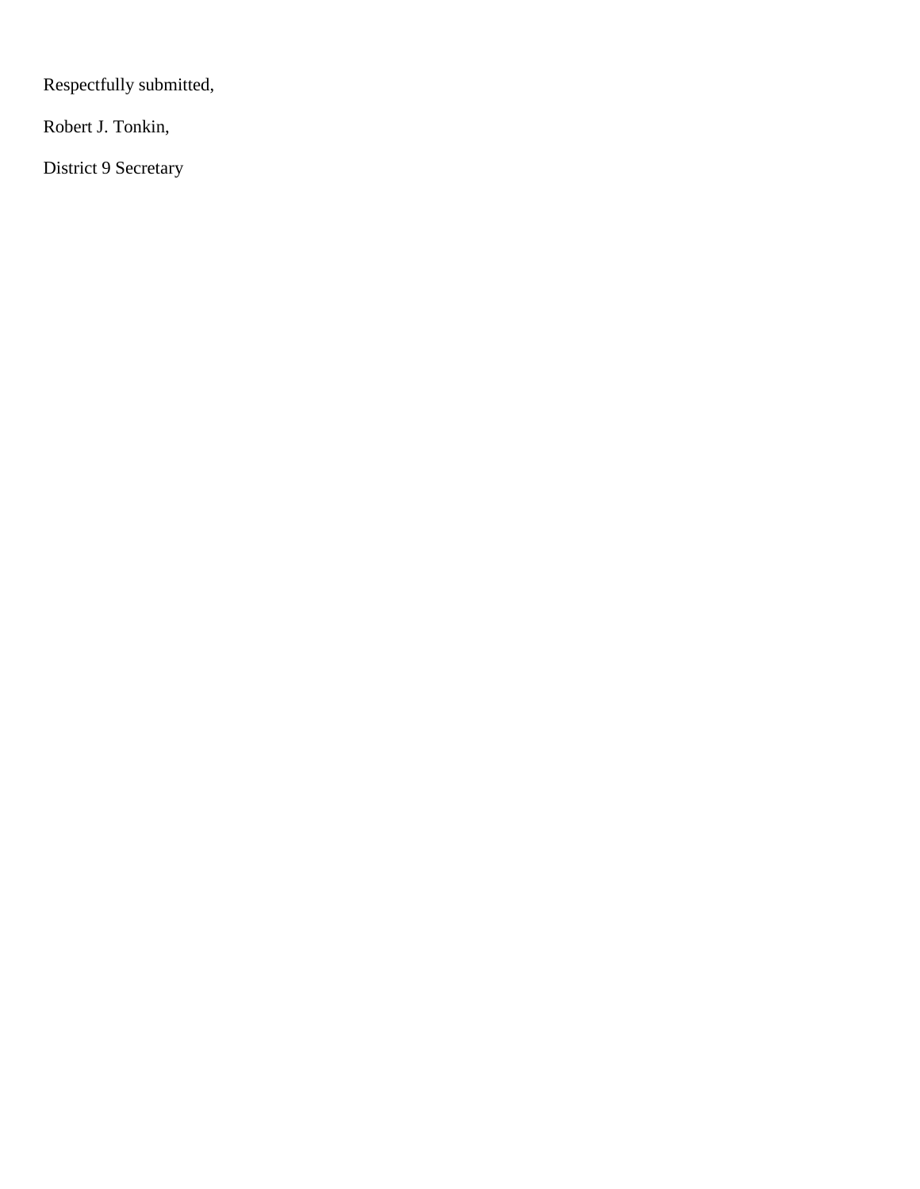Respectfully submitted,

Robert J. Tonkin,

District 9 Secretary